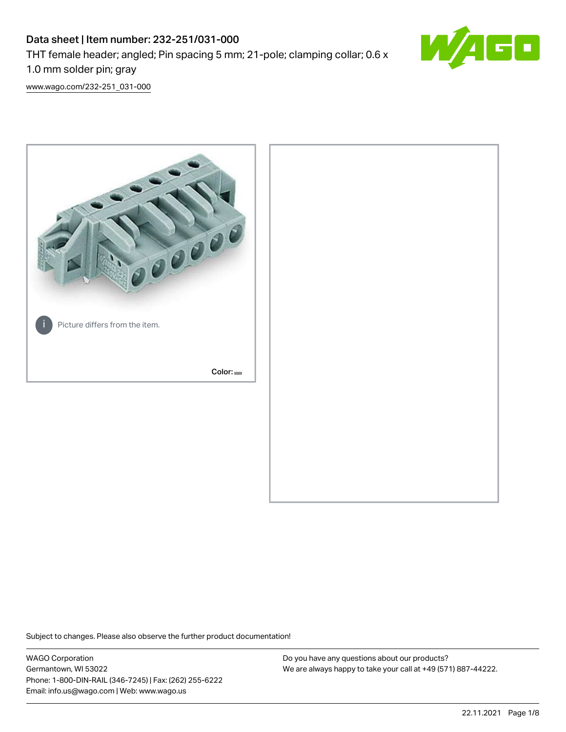# Data sheet | Item number: 232-251/031-000

THT female header; angled; Pin spacing 5 mm; 21-pole; clamping collar; 0.6 x 1.0 mm solder pin; gray

www.wago.com/232-251_031-000

Picture differs from the item.

Color:

Subject to changes. Please also observe the further product documentation!

WAGO Corporation
Germantown, WI 53022
Phone: 1-800-DIN-RAIL (346-7245) | Fax: (262) 255-6222
Email: info.us@wago.com | Web: www.wago.us

Do you have any questions about our products?
We are always happy to take your call at +49 (571) 887-44222.

22.11.2021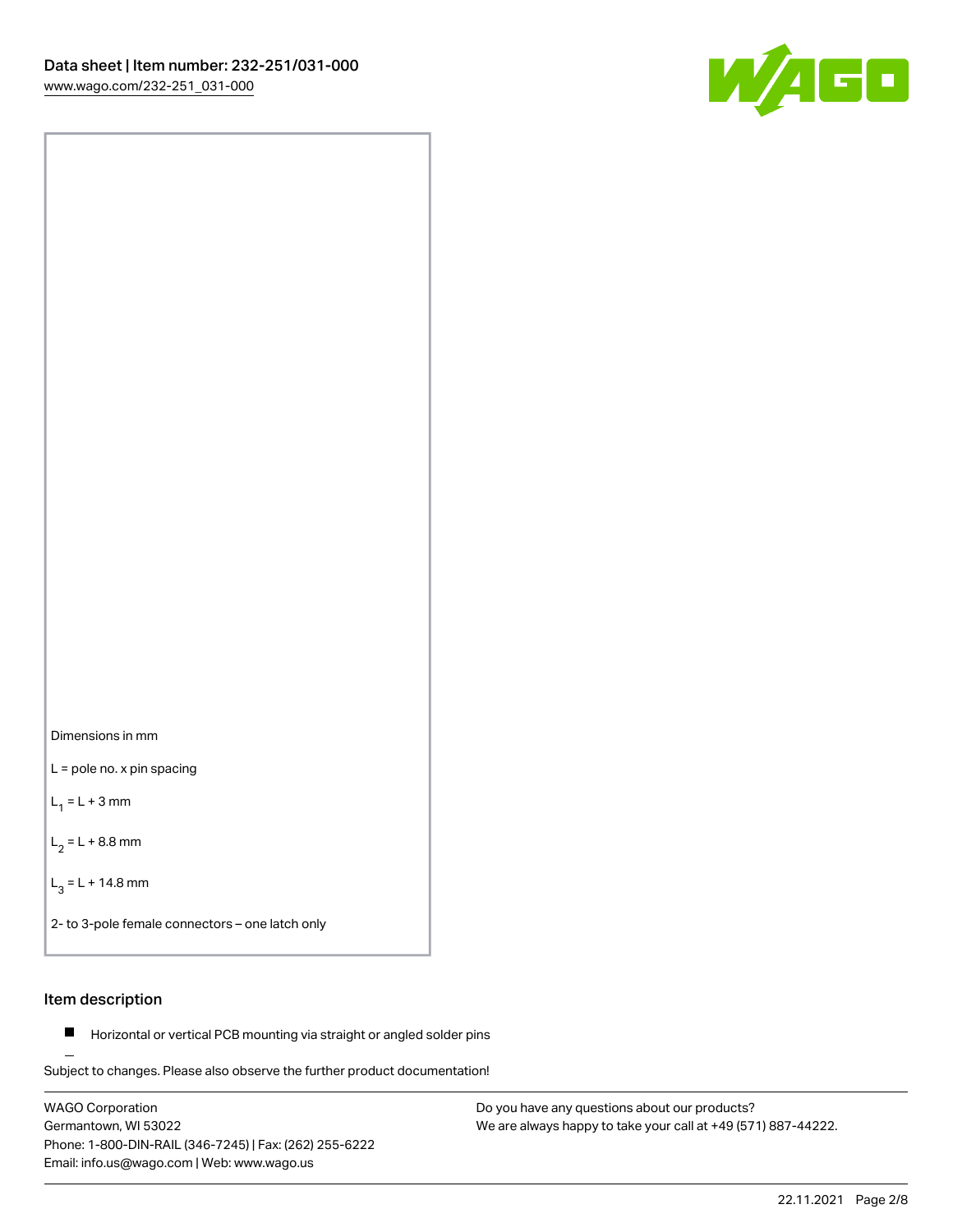Dimensions in mm

L = pole no. x pin spacing

$L_1$ = L + 3 mm

$L_2$ = L + 8.8 mm

$L_3$ = L + 14.8 mm

2- to 3-pole female connectors – one latch only

## Item description

- Horizontal or vertical PCB mounting via straight or angled solder pins

Subject to changes. Please also observe the further product documentation!

WAGO Corporation
Germantown, WI 53022
Phone: 1-800-DIN-RAIL (346-7245) | Fax: (262) 255-6222
Email: info.us@wago.com | Web: www.wago.us

Do you have any questions about our products?
We are always happy to take your call at +49 (571) 887-44222.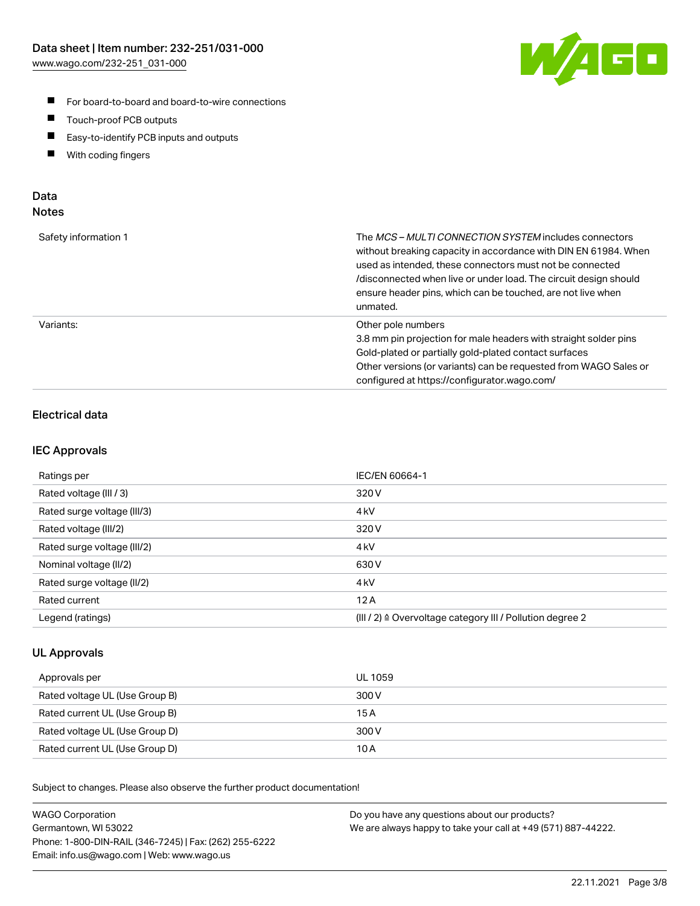- For board-to-board and board-to-wire connections
- Touch-proof PCB outputs
- Easy-to-identify PCB inputs and outputs
- With coding fingers

## Data
### Notes

| | |
|---|---|
| Safety information 1 | The *MCS – MULTI CONNECTION SYSTEM* includes connectors without breaking capacity in accordance with DIN EN 61984. When used as intended, these connectors must not be connected /disconnected when live or under load. The circuit design should ensure header pins, which can be touched, are not live when unmated. |
| Variants: | Other pole numbers<br>3.8 mm pin projection for male headers with straight solder pins<br>Gold-plated or partially gold-plated contact surfaces<br>Other versions (or variants) can be requested from WAGO Sales or configured at https://configurator.wago.com/ |

### Electrical data

### IEC Approvals

| | |
|---|---|
| Ratings per | IEC/EN 60664-1 |
| Rated voltage (III / 3) | 320 V |
| Rated surge voltage (III/3) | 4 kV |
| Rated voltage (III/2) | 320 V |
| Rated surge voltage (III/2) | 4 kV |
| Nominal voltage (II/2) | 630 V |
| Rated surge voltage (II/2) | 4 kV |
| Rated current | 12 A |
| Legend (ratings) | (III / 2) ≙ Overvoltage category III / Pollution degree 2 |

### UL Approvals

| | |
|---|---|
| Approvals per | UL 1059 |
| Rated voltage UL (Use Group B) | 300 V |
| Rated current UL (Use Group B) | 15 A |
| Rated voltage UL (Use Group D) | 300 V |
| Rated current UL (Use Group D) | 10 A |

Subject to changes. Please also observe the further product documentation!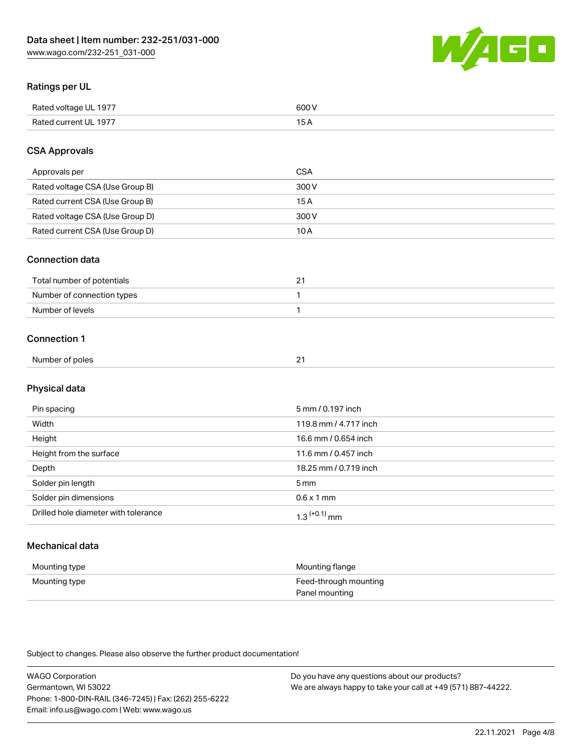## Ratings per UL

| | |
|---|---|
| Rated voltage UL 1977 | 600 V |
| Rated current UL 1977 | 15 A |

## CSA Approvals

| | |
|---|---|
| Approvals per | CSA |
| Rated voltage CSA (Use Group B) | 300 V |
| Rated current CSA (Use Group B) | 15 A |
| Rated voltage CSA (Use Group D) | 300 V |
| Rated current CSA (Use Group D) | 10 A |

## Connection data

| | |
|---|---|
| Total number of potentials | 21 |
| Number of connection types | 1 |
| Number of levels | 1 |

## Connection 1

| | |
|---|---|
| Number of poles | 21 |

## Physical data

| | |
|---|---|
| Pin spacing | 5 mm / 0.197 inch |
| Width | 119.8 mm / 4.717 inch |
| Height | 16.6 mm / 0.654 inch |
| Height from the surface | 11.6 mm / 0.457 inch |
| Depth | 18.25 mm / 0.719 inch |
| Solder pin length | 5 mm |
| Solder pin dimensions | 0.6 x 1 mm |
| Drilled hole diameter with tolerance | $1.3^{(+0.1)}$ mm |

## Mechanical data

| | |
|---|---|
| Mounting type | Mounting flange |
| Mounting type | Feed-through mounting<br>Panel mounting |

Subject to changes. Please also observe the further product documentation!

WAGO Corporation
Germantown, WI 53022
Phone: 1-800-DIN-RAIL (346-7245) | Fax: (262) 255-6222
Email: info.us@wago.com | Web: www.wago.us

Do you have any questions about our products?
We are always happy to take your call at +49 (571) 887-44222.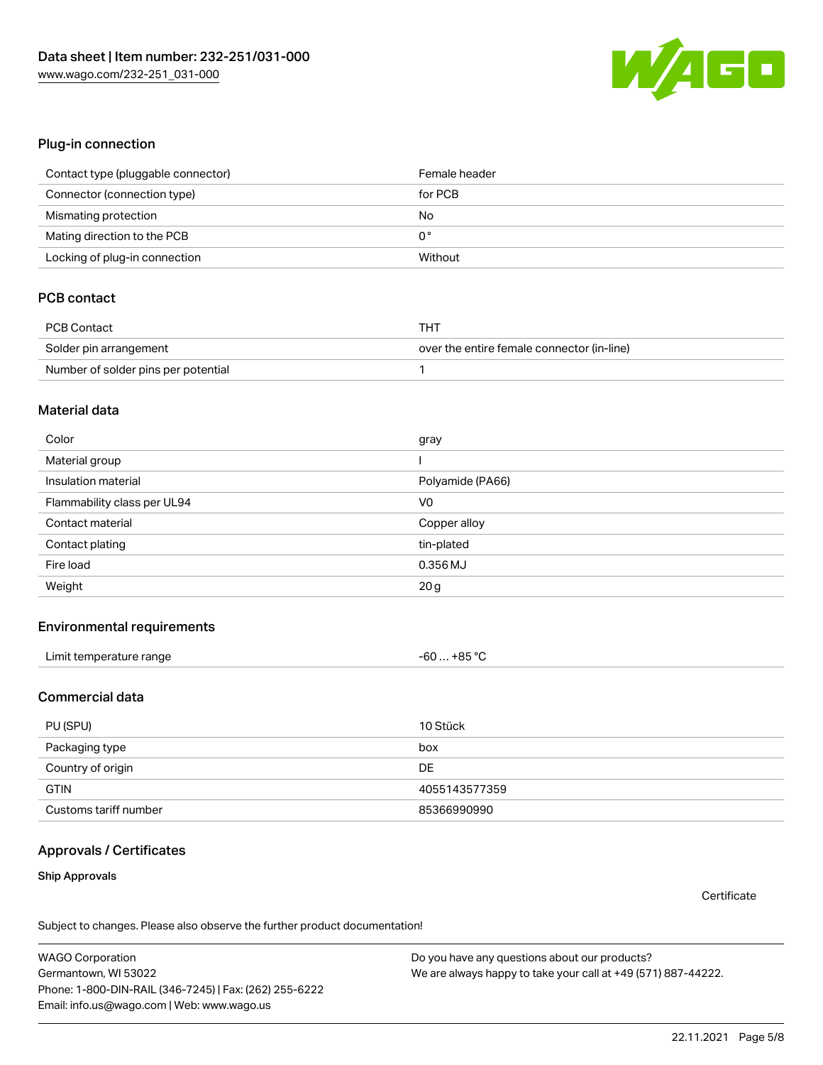## Plug-in connection

| | |
|---|---|
| Contact type (pluggable connector) | Female header |
| Connector (connection type) | for PCB |
| Mismating protection | No |
| Mating direction to the PCB | 0 ° |
| Locking of plug-in connection | Without |

## PCB contact

| | |
|---|---|
| PCB Contact | THT |
| Solder pin arrangement | over the entire female connector (in-line) |
| Number of solder pins per potential | 1 |

## Material data

| | |
|---|---|
| Color | gray |
| Material group | I |
| Insulation material | Polyamide (PA66) |
| Flammability class per UL94 | V0 |
| Contact material | Copper alloy |
| Contact plating | tin-plated |
| Fire load | 0.356 MJ |
| Weight | 20 g |

## Environmental requirements

| | |
|---|---|
| Limit temperature range | -60 … +85 °C |

## Commercial data

| | |
|---|---|
| PU (SPU) | 10 Stück |
| Packaging type | box |
| Country of origin | DE |
| GTIN | 4055143577359 |
| Customs tariff number | 85366990990 |

## Approvals / Certificates

### Ship Approvals

Certificate

Subject to changes. Please also observe the further product documentation!

WAGO Corporation
Germantown, WI 53022
Phone: 1-800-DIN-RAIL (346-7245) | Fax: (262) 255-6222
Email: info.us@wago.com | Web: www.wago.us

Do you have any questions about our products?
We are always happy to take your call at +49 (571) 887-44222.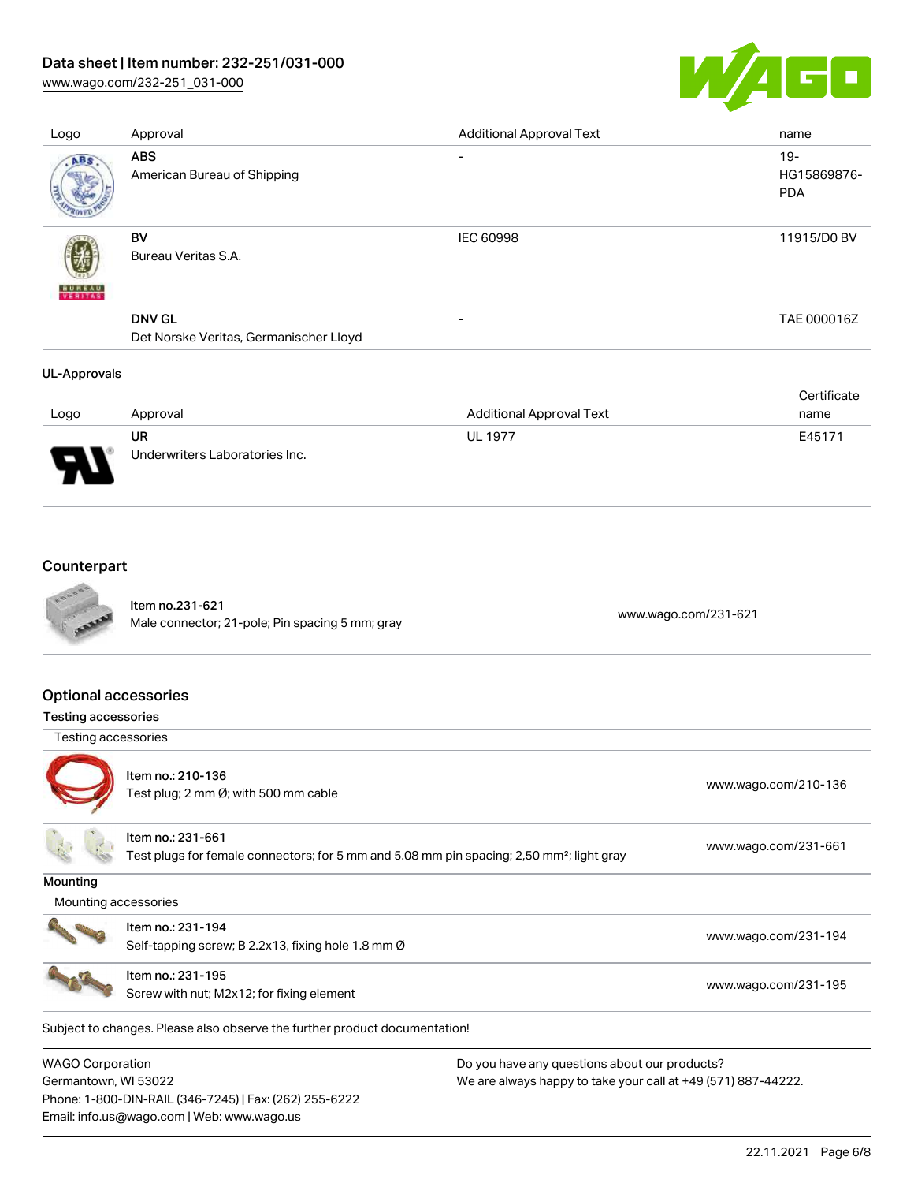## Data sheet | Item number: 232-251/031-000

www.wago.com/232-251_031-000

| Logo | Approval | Additional Approval Text | name |
| --- | --- | --- | --- |
| | **ABS**<br>American Bureau of Shipping | - | 19-HG15869876-PDA |
| | **BV**<br>Bureau Veritas S.A. | IEC 60998 | 11915/D0 BV |
| | **DNV GL**<br>Det Norske Veritas, Germanischer Lloyd | - | TAE 000016Z |

### UL-Approvals

| Logo | Approval | Additional Approval Text | Certificate name |
| --- | --- | --- | --- |
| | **UR**<br>Underwriters Laboratories Inc. | UL 1977 | E45171 |

## Counterpart

| Item | Link |
| --- | --- |
| Item no.231-621<br>Male connector; 21-pole; Pin spacing 5 mm; gray | www.wago.com/231-621 |

## Optional accessories

### Testing accessories

Testing accessories

| Item | Link |
| --- | --- |
| Item no.: 210-136<br>Test plug; 2 mm Ø; with 500 mm cable | www.wago.com/210-136 |
| Item no.: 231-661<br>Test plugs for female connectors; for 5 mm and 5.08 mm pin spacing; 2,50 mm²; light gray | www.wago.com/231-661 |

### Mounting

Mounting accessories

| Item | Link |
| --- | --- |
| Item no.: 231-194<br>Self-tapping screw; B 2.2x13, fixing hole 1.8 mm Ø | www.wago.com/231-194 |
| Item no.: 231-195<br>Screw with nut; M2x12; for fixing element | www.wago.com/231-195 |

Subject to changes. Please also observe the further product documentation!

WAGO Corporation
Germantown, WI 53022
Phone: 1-800-DIN-RAIL (346-7245) | Fax: (262) 255-6222
Email: info.us@wago.com | Web: www.wago.us

Do you have any questions about our products?
We are always happy to take your call at +49 (571) 887-44222.

22.11.2021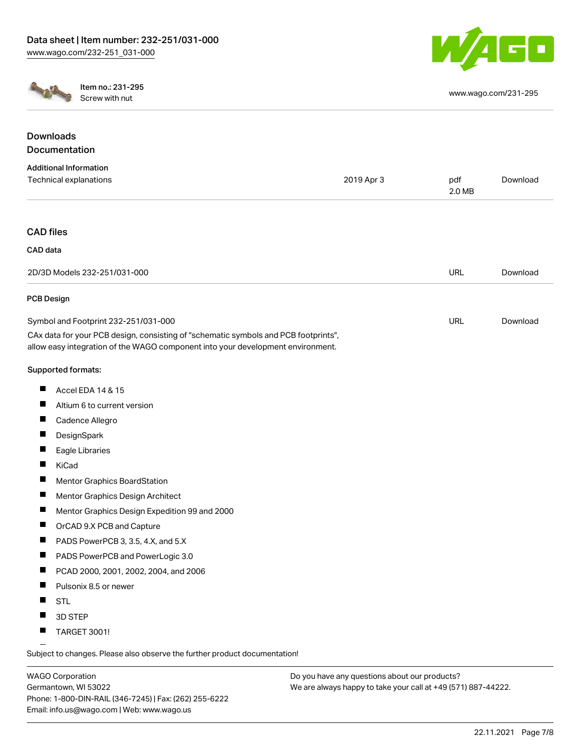Item no.: 231-295
Screw with nut

www.wago.com/231-295

## Downloads
## Documentation

### Additional Information

| | | | |
|---|---|---|---|
| Technical explanations | 2019 Apr 3 | pdf 2.0 MB | Download |

## CAD files

### CAD data

| | | |
|---|---|---|
| 2D/3D Models 232-251/031-000 | URL | Download |

### PCB Design

| | | |
|---|---|---|
| Symbol and Footprint 232-251/031-000 | URL | Download |

CAx data for your PCB design, consisting of "schematic symbols and PCB footprints", allow easy integration of the WAGO component into your development environment.

Supported formats:

- Accel EDA 14 & 15
- Altium 6 to current version
- Cadence Allegro
- DesignSpark
- Eagle Libraries
- KiCad
- Mentor Graphics BoardStation
- Mentor Graphics Design Architect
- Mentor Graphics Design Expedition 99 and 2000
- OrCAD 9.X PCB and Capture
- PADS PowerPCB 3, 3.5, 4.X, and 5.X
- PADS PowerPCB and PowerLogic 3.0
- PCAD 2000, 2001, 2002, 2004, and 2006
- Pulsonix 8.5 or newer
- STL
- 3D STEP
- TARGET 3001!

Subject to changes. Please also observe the further product documentation!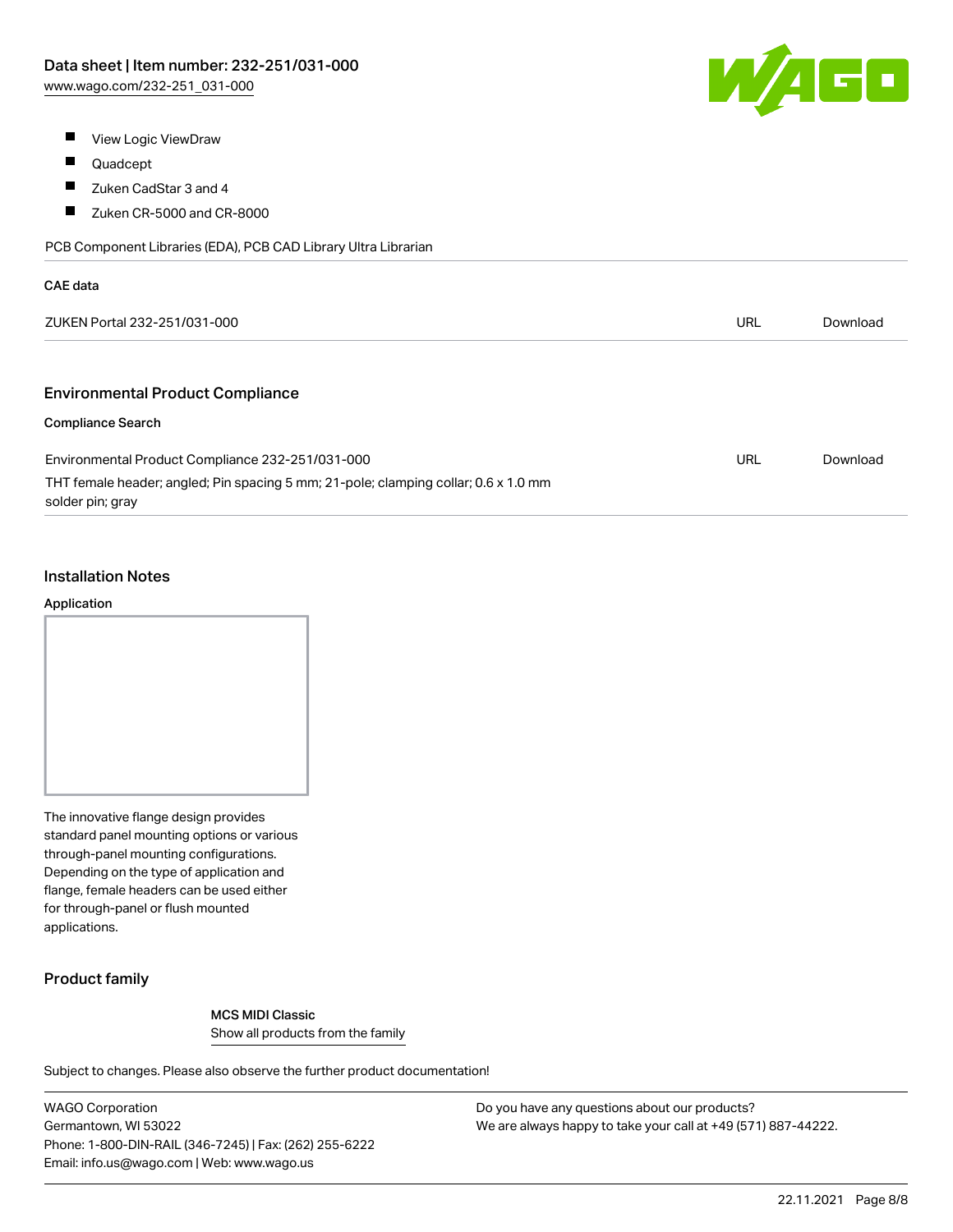- View Logic ViewDraw
- Quadcept
- Zuken CadStar 3 and 4
- Zuken CR-5000 and CR-8000

PCB Component Libraries (EDA), PCB CAD Library Ultra Librarian

**CAE data**

| | | |
|---|---|---|
| ZUKEN Portal 232-251/031-000 | URL | Download |

## Environmental Product Compliance

**Compliance Search**

| | | |
|---|---|---|
| Environmental Product Compliance 232-251/031-000<br>THT female header; angled; Pin spacing 5 mm; 21-pole; clamping collar; 0.6 x 1.0 mm solder pin; gray | URL | Download |

## Installation Notes

**Application**

The innovative flange design provides standard panel mounting options or various through-panel mounting configurations. Depending on the type of application and flange, female headers can be used either for through-panel or flush mounted applications.

## Product family

MCS MIDI Classic
Show all products from the family

Subject to changes. Please also observe the further product documentation!

WAGO Corporation
Germantown, WI 53022
Phone: 1-800-DIN-RAIL (346-7245) | Fax: (262) 255-6222
Email: info.us@wago.com | Web: www.wago.us

Do you have any questions about our products?
We are always happy to take your call at +49 (571) 887-44222.